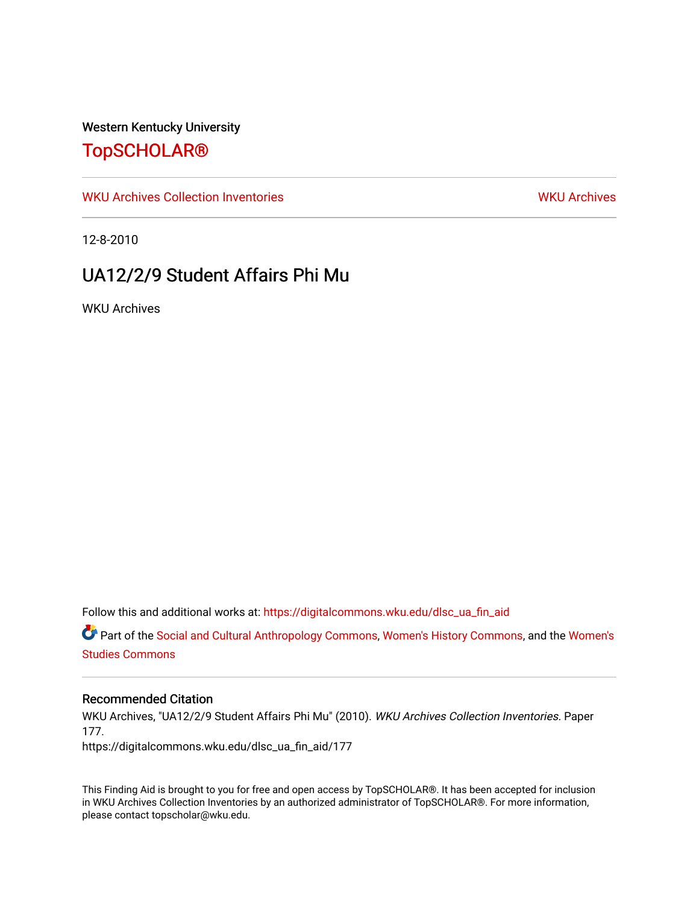Western Kentucky University

# TopSCHOLAR®

WKU Archives Collection Inventories

WKU Archives

12-8-2010

## UA12/2/9 Student Affairs Phi Mu

WKU Archives

Follow this and additional works at: https://digitalcommons.wku.edu/dlsc_ua_fin_aid

Part of the Social and Cultural Anthropology Commons, Women's History Commons, and the Women's Studies Commons

### Recommended Citation

WKU Archives, "UA12/2/9 Student Affairs Phi Mu" (2010). *WKU Archives Collection Inventories.* Paper 177.
https://digitalcommons.wku.edu/dlsc_ua_fin_aid/177

This Finding Aid is brought to you for free and open access by TopSCHOLAR®. It has been accepted for inclusion in WKU Archives Collection Inventories by an authorized administrator of TopSCHOLAR®. For more information, please contact topscholar@wku.edu.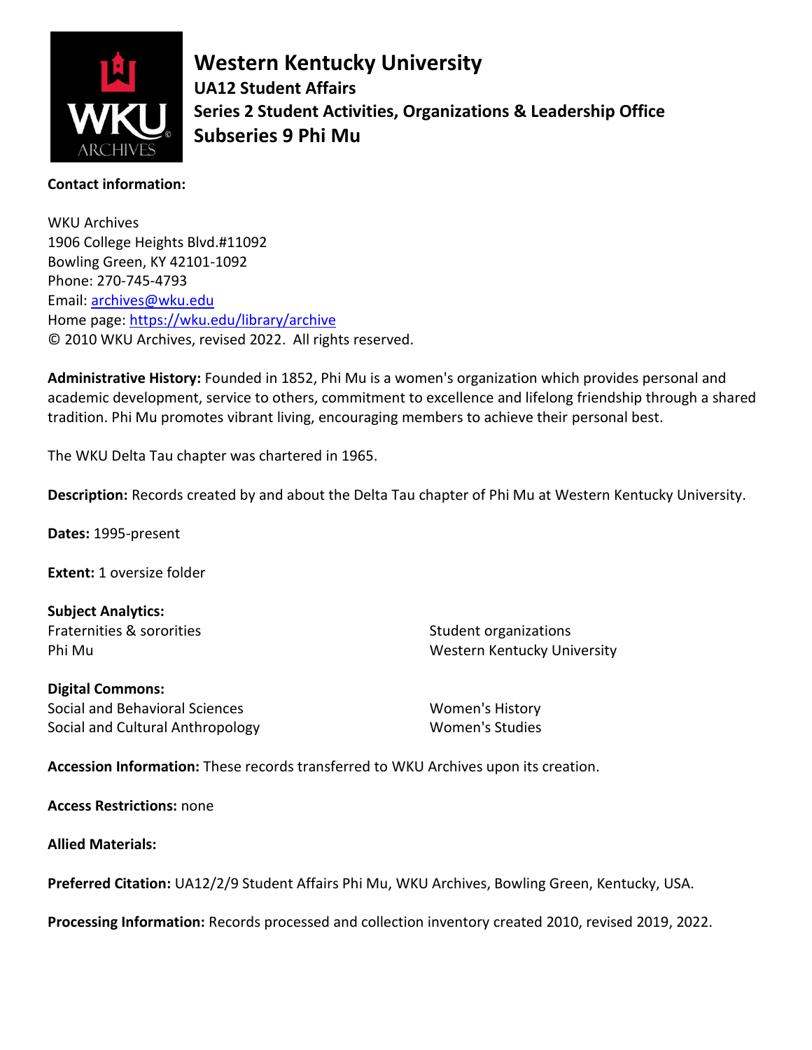# Western Kentucky University

## UA12 Student Affairs

## Series 2 Student Activities, Organizations & Leadership Office

## Subseries 9 Phi Mu

**Contact information:**

WKU Archives
1906 College Heights Blvd.#11092
Bowling Green, KY 42101-1092
Phone: 270-745-4793
Email: archives@wku.edu
Home page: https://wku.edu/library/archive
© 2010 WKU Archives, revised 2022. All rights reserved.

**Administrative History:** Founded in 1852, Phi Mu is a women's organization which provides personal and academic development, service to others, commitment to excellence and lifelong friendship through a shared tradition. Phi Mu promotes vibrant living, encouraging members to achieve their personal best.

The WKU Delta Tau chapter was chartered in 1965.

**Description:** Records created by and about the Delta Tau chapter of Phi Mu at Western Kentucky University.

**Dates:** 1995-present

**Extent:** 1 oversize folder

**Subject Analytics:**
Fraternities & sororities
Phi Mu
Student organizations
Western Kentucky University

**Digital Commons:**
Social and Behavioral Sciences
Social and Cultural Anthropology
Women's History
Women's Studies

**Accession Information:** These records transferred to WKU Archives upon its creation.

**Access Restrictions:** none

**Allied Materials:**

**Preferred Citation:** UA12/2/9 Student Affairs Phi Mu, WKU Archives, Bowling Green, Kentucky, USA.

**Processing Information:** Records processed and collection inventory created 2010, revised 2019, 2022.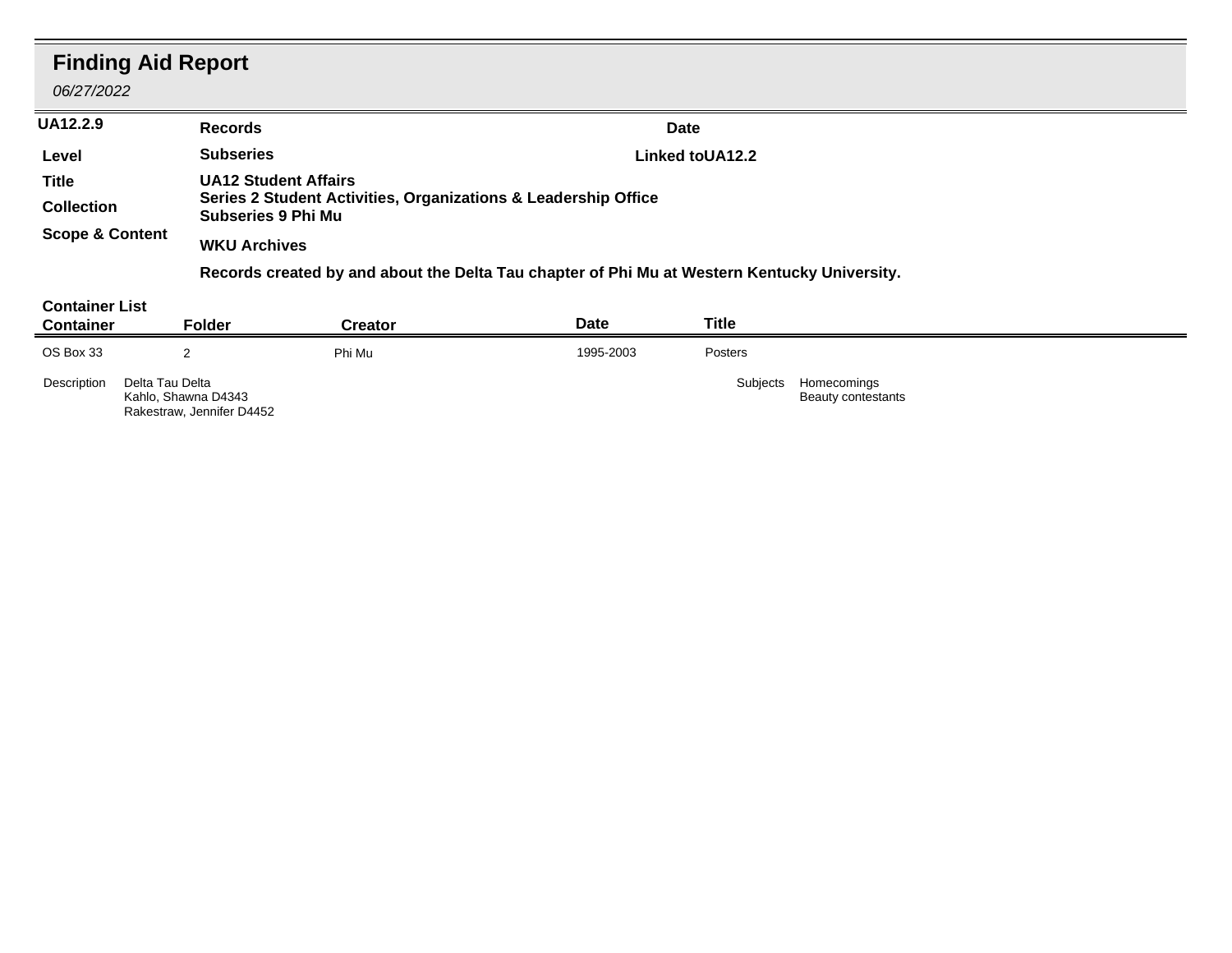# Finding Aid Report

*06/27/2022*

| | | | |
|---|---|---|---|
| **UA12.2.9** | **Records** | **Date** | |
| **Level** | **Subseries** | **Linked to** | **UA12.2** |
| **Title** | **UA12 Student Affairs** | | |
| | **Series 2 Student Activities, Organizations & Leadership Office** | | |
| | **Subseries 9 Phi Mu** | | |
| **Collection** | **WKU Archives** | | |
| **Scope & Content** | **Records created by and about the Delta Tau chapter of Phi Mu at Western Kentucky University.** | | |

## Container List

| Container | Folder | Creator | Date | Title |
|---|---|---|---|---|
| OS Box 33 | 2 | Phi Mu | 1995-2003 | Posters |

Description: Delta Tau Delta
Kahlo, Shawna D4343
Rakestraw, Jennifer D4452

Subjects: Homecomings
Beauty contestants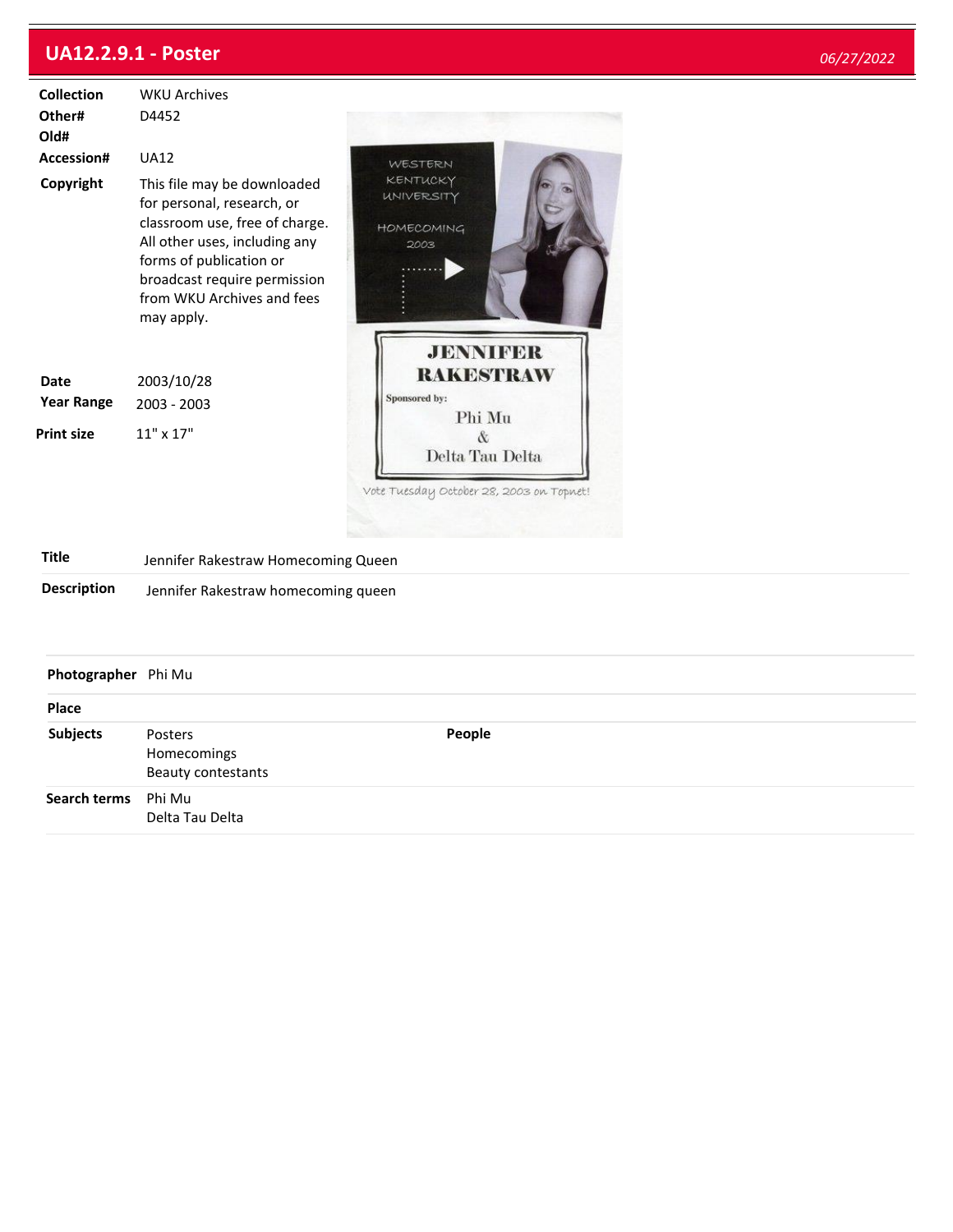# UA12.2.9.1 - Poster

*06/27/2022*

| | |
|---|---|
| **Collection** | WKU Archives |
| **Other#** | D4452 |
| **Old#** | |
| **Accession#** | UA12 |
| **Copyright** | This file may be downloaded for personal, research, or classroom use, free of charge. All other uses, including any forms of publication or broadcast require permission from WKU Archives and fees may apply. |
| **Date** | 2003/10/28 |
| **Year Range** | 2003 - 2003 |
| **Print size** | 11" x 17" |

WESTERN KENTUCKY UNIVERSITY

HOMECOMING 2003

JENNIFER RAKESTRAW

Sponsored by:

Phi Mu & Delta Tau Delta

Vote Tuesday October 28, 2003 on Topnet!

| | |
|---|---|
| **Title** | Jennifer Rakestraw Homecoming Queen |
| **Description** | Jennifer Rakestraw homecoming queen |

| | |
|---|---|
| **Photographer** | Phi Mu |
| **Place** | |
| **Subjects** | Posters<br>Homecomings<br>Beauty contestants |
| **People** | |
| **Search terms** | Phi Mu<br>Delta Tau Delta |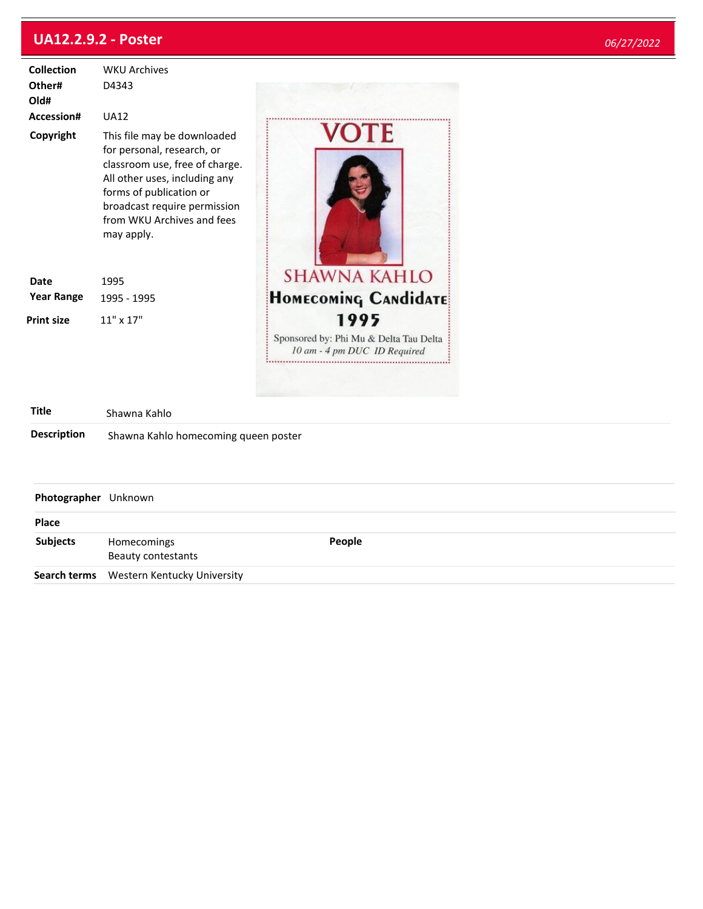## UA12.2.9.2 - Poster

*06/27/2022*

| | |
|---|---|
| **Collection** | WKU Archives |
| **Other#** | D4343 |
| **Old#** | |
| **Accession#** | UA12 |
| **Copyright** | This file may be downloaded for personal, research, or classroom use, free of charge. All other uses, including any forms of publication or broadcast require permission from WKU Archives and fees may apply. |
| **Date** | 1995 |
| **Year Range** | 1995 - 1995 |
| **Print size** | 11" x 17" |

VOTE

SHAWNA KAHLO

HOMECOMING CANDIDATE

1995

Sponsored by: Phi Mu & Delta Tau Delta

*10 am - 4 pm DUC ID Required*

| | |
|---|---|
| **Title** | Shawna Kahlo |
| **Description** | Shawna Kahlo homecoming queen poster |
| **Photographer** | Unknown |
| **Place** | |
| **Subjects** | Homecomings<br>Beauty contestants |
| **People** | |
| **Search terms** | Western Kentucky University |